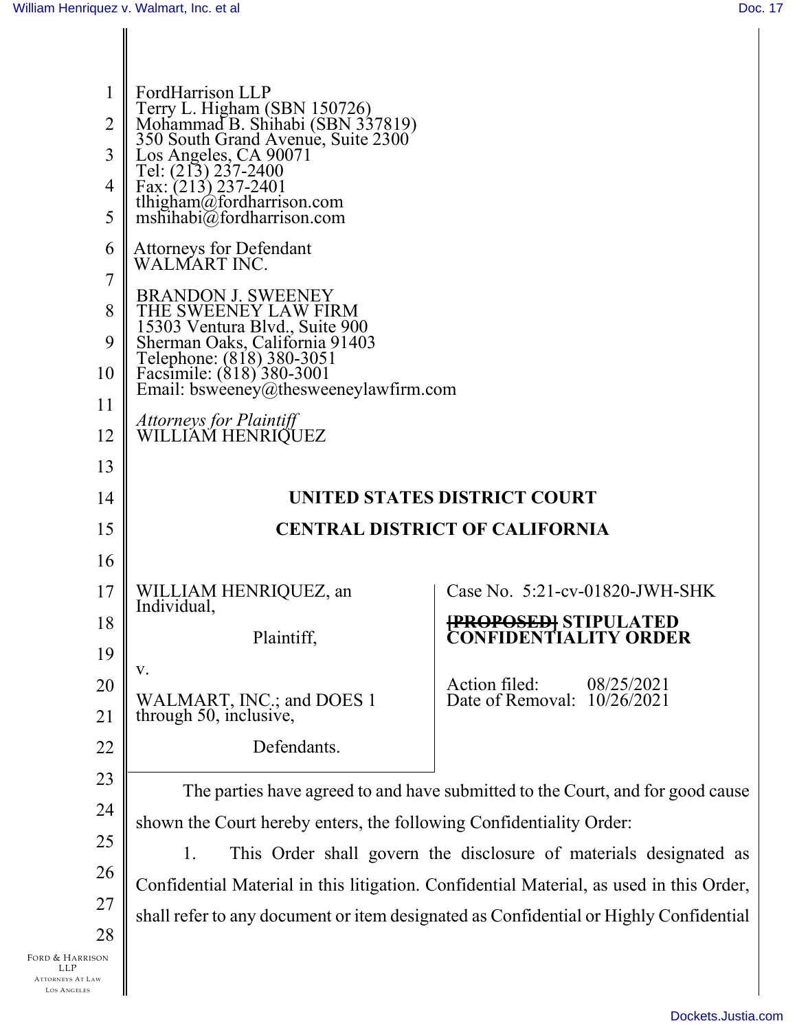FordHarrison LLP
Terry L. Higham (SBN 150726)
Mohammad B. Shihabi (SBN 337819)
350 South Grand Avenue, Suite 2300
Los Angeles, CA 90071
Tel: (213) 237-2400
Fax: (213) 237-2401
tlhigham@fordharrison.com
mshihabi@fordharrison.com

Attorneys for Defendant
WALMART INC.

BRANDON J. SWEENEY
THE SWEENEY LAW FIRM
15303 Ventura Blvd., Suite 900
Sherman Oaks, California 91403
Telephone: (818) 380-3051
Facsimile: (818) 380-3001
Email: bsweeney@thesweeneylawfirm.com

*Attorneys for Plaintiff*
WILLIAM HENRIQUEZ

## UNITED STATES DISTRICT COURT

## CENTRAL DISTRICT OF CALIFORNIA

WILLIAM HENRIQUEZ, an Individual,

Plaintiff,

v.

WALMART, INC.; and DOES 1 through 50, inclusive,

Defendants.

Case No. 5:21-cv-01820-JWH-SHK

~~[PROPOSED]~~ **STIPULATED CONFIDENTIALITY ORDER**

Action filed: 08/25/2021
Date of Removal: 10/26/2021

The parties have agreed to and have submitted to the Court, and for good cause shown the Court hereby enters, the following Confidentiality Order:

1. This Order shall govern the disclosure of materials designated as Confidential Material in this litigation. Confidential Material, as used in this Order, shall refer to any document or item designated as Confidential or Highly Confidential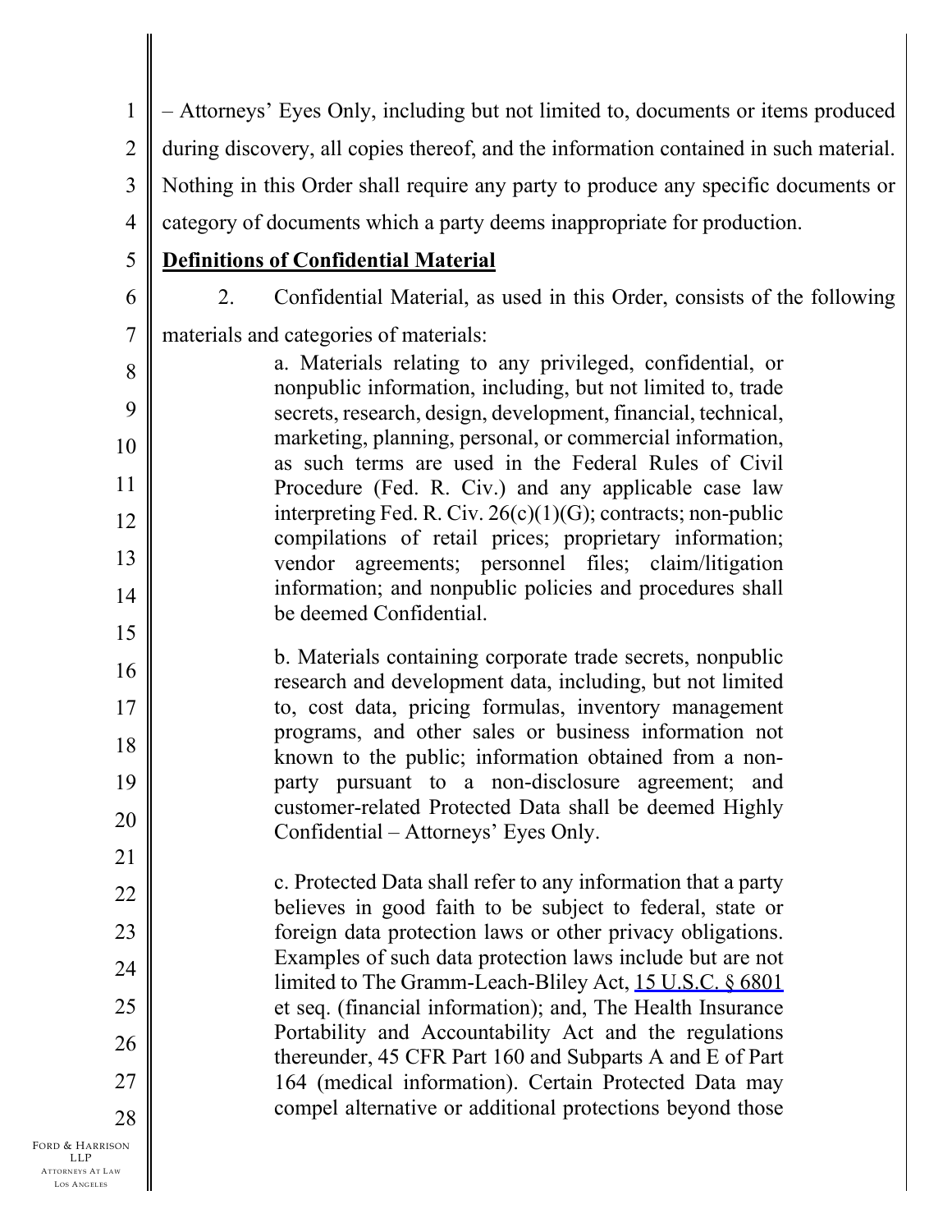– Attorneys' Eyes Only, including but not limited to, documents or items produced during discovery, all copies thereof, and the information contained in such material. Nothing in this Order shall require any party to produce any specific documents or category of documents which a party deems inappropriate for production.

**Definitions of Confidential Material**

2. Confidential Material, as used in this Order, consists of the following materials and categories of materials:

> a. Materials relating to any privileged, confidential, or nonpublic information, including, but not limited to, trade secrets, research, design, development, financial, technical, marketing, planning, personal, or commercial information, as such terms are used in the Federal Rules of Civil Procedure (Fed. R. Civ.) and any applicable case law interpreting Fed. R. Civ. 26(c)(1)(G); contracts; non-public compilations of retail prices; proprietary information; vendor agreements; personnel files; claim/litigation information; and nonpublic policies and procedures shall be deemed Confidential.
>
> b. Materials containing corporate trade secrets, nonpublic research and development data, including, but not limited to, cost data, pricing formulas, inventory management programs, and other sales or business information not known to the public; information obtained from a non-party pursuant to a non-disclosure agreement; and customer-related Protected Data shall be deemed Highly Confidential – Attorneys' Eyes Only.
>
> c. Protected Data shall refer to any information that a party believes in good faith to be subject to federal, state or foreign data protection laws or other privacy obligations. Examples of such data protection laws include but are not limited to The Gramm-Leach-Bliley Act, 15 U.S.C. § 6801 et seq. (financial information); and, The Health Insurance Portability and Accountability Act and the regulations thereunder, 45 CFR Part 160 and Subparts A and E of Part 164 (medical information). Certain Protected Data may compel alternative or additional protections beyond those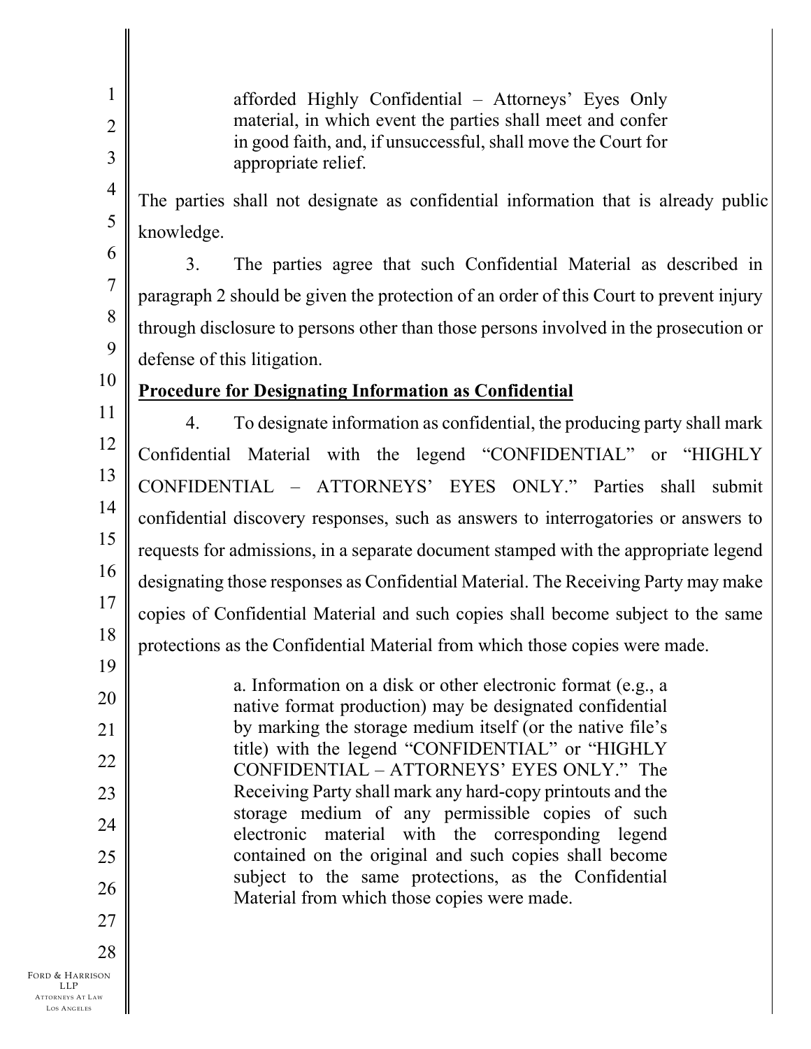afforded Highly Confidential – Attorneys' Eyes Only material, in which event the parties shall meet and confer in good faith, and, if unsuccessful, shall move the Court for appropriate relief.

The parties shall not designate as confidential information that is already public knowledge.

3. The parties agree that such Confidential Material as described in paragraph 2 should be given the protection of an order of this Court to prevent injury through disclosure to persons other than those persons involved in the prosecution or defense of this litigation.

**Procedure for Designating Information as Confidential**

4. To designate information as confidential, the producing party shall mark Confidential Material with the legend "CONFIDENTIAL" or "HIGHLY CONFIDENTIAL – ATTORNEYS' EYES ONLY." Parties shall submit confidential discovery responses, such as answers to interrogatories or answers to requests for admissions, in a separate document stamped with the appropriate legend designating those responses as Confidential Material. The Receiving Party may make copies of Confidential Material and such copies shall become subject to the same protections as the Confidential Material from which those copies were made.

a. Information on a disk or other electronic format (e.g., a native format production) may be designated confidential by marking the storage medium itself (or the native file's title) with the legend "CONFIDENTIAL" or "HIGHLY CONFIDENTIAL – ATTORNEYS' EYES ONLY." The Receiving Party shall mark any hard-copy printouts and the storage medium of any permissible copies of such electronic material with the corresponding legend contained on the original and such copies shall become subject to the same protections, as the Confidential Material from which those copies were made.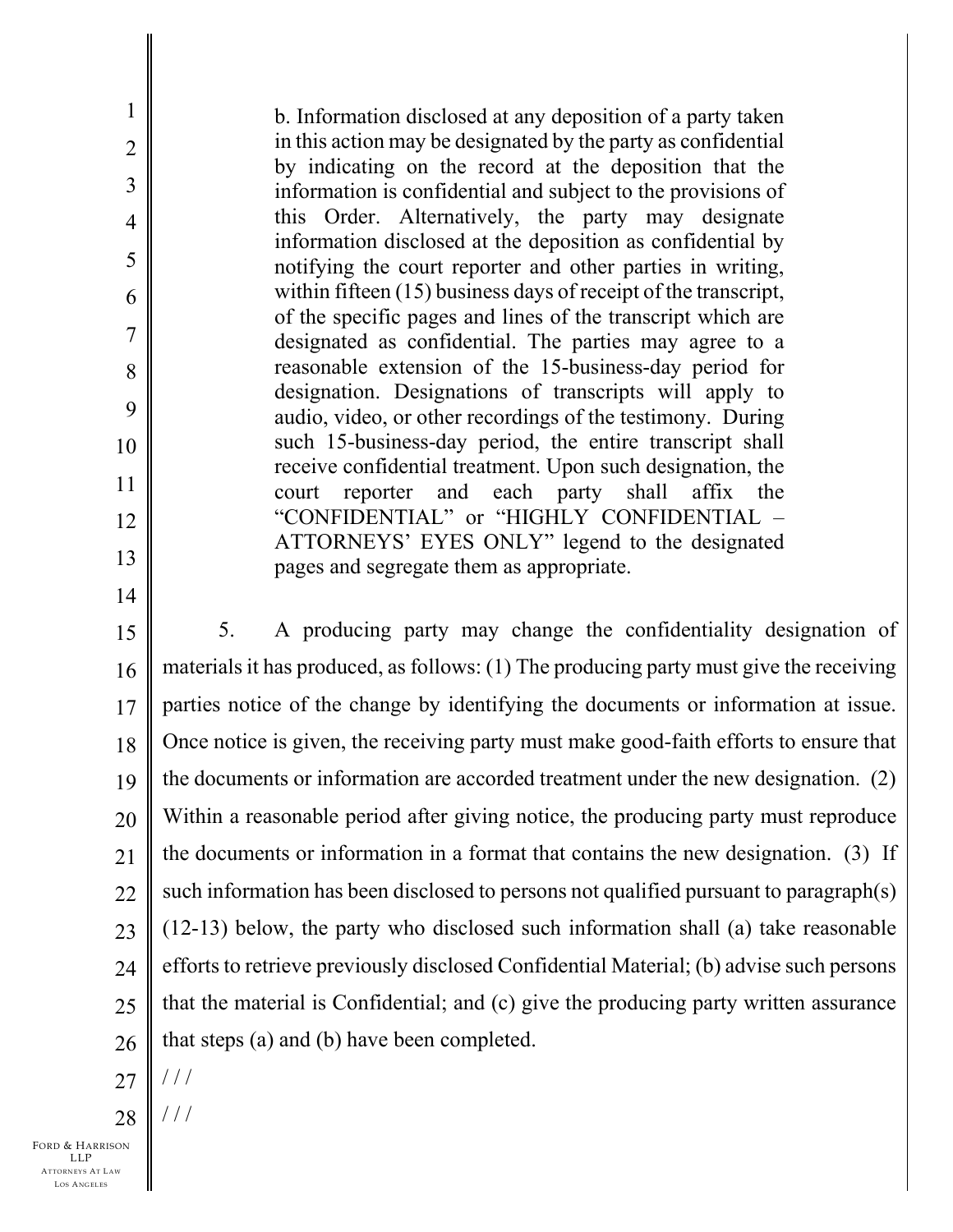b. Information disclosed at any deposition of a party taken in this action may be designated by the party as confidential by indicating on the record at the deposition that the information is confidential and subject to the provisions of this Order. Alternatively, the party may designate information disclosed at the deposition as confidential by notifying the court reporter and other parties in writing, within fifteen (15) business days of receipt of the transcript, of the specific pages and lines of the transcript which are designated as confidential. The parties may agree to a reasonable extension of the 15-business-day period for designation. Designations of transcripts will apply to audio, video, or other recordings of the testimony. During such 15-business-day period, the entire transcript shall receive confidential treatment. Upon such designation, the court reporter and each party shall affix the "CONFIDENTIAL" or "HIGHLY CONFIDENTIAL – ATTORNEYS' EYES ONLY" legend to the designated pages and segregate them as appropriate.

5. A producing party may change the confidentiality designation of materials it has produced, as follows: (1) The producing party must give the receiving parties notice of the change by identifying the documents or information at issue. Once notice is given, the receiving party must make good-faith efforts to ensure that the documents or information are accorded treatment under the new designation. (2) Within a reasonable period after giving notice, the producing party must reproduce the documents or information in a format that contains the new designation. (3) If such information has been disclosed to persons not qualified pursuant to paragraph(s) (12-13) below, the party who disclosed such information shall (a) take reasonable efforts to retrieve previously disclosed Confidential Material; (b) advise such persons that the material is Confidential; and (c) give the producing party written assurance that steps (a) and (b) have been completed.

/ / /

/ / /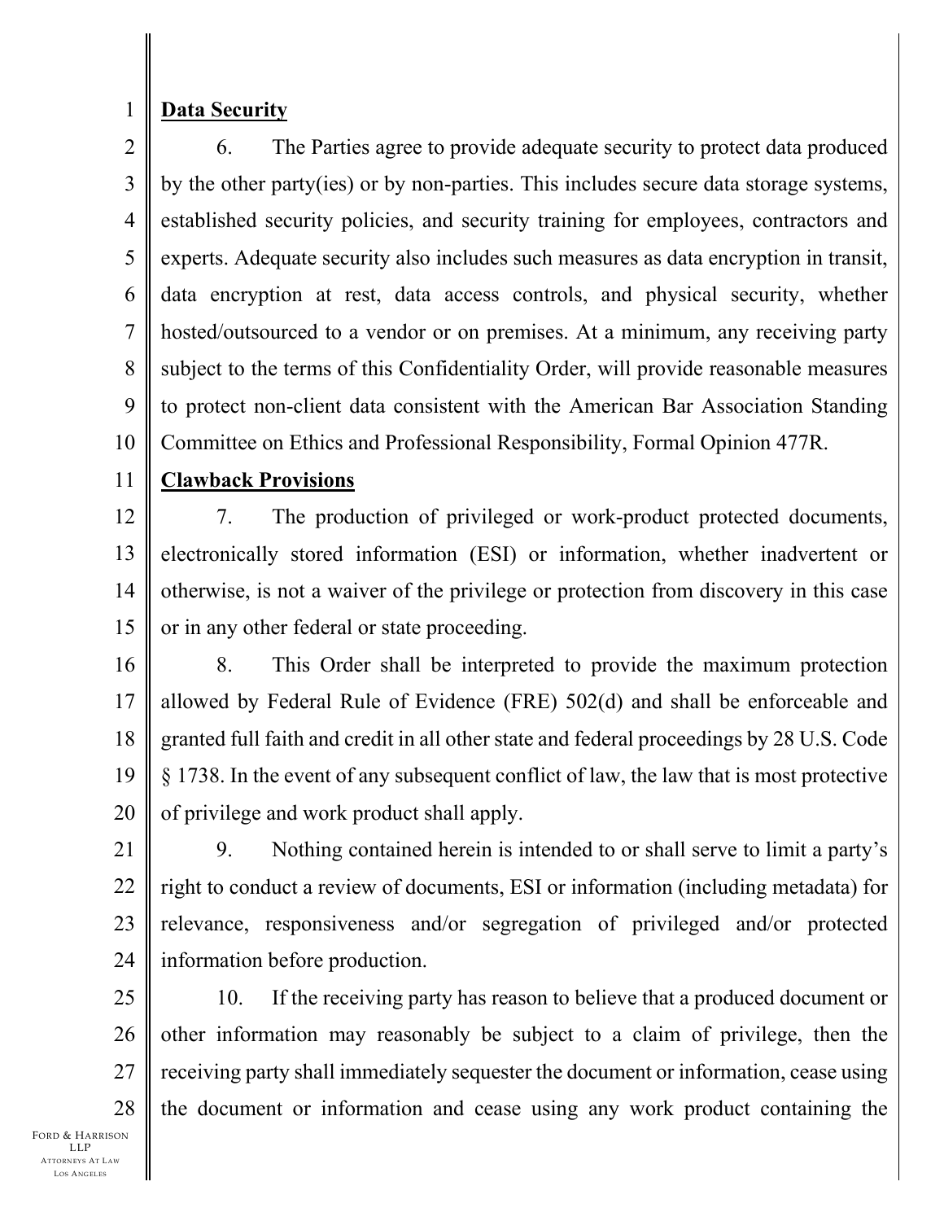**Data Security**

6. The Parties agree to provide adequate security to protect data produced by the other party(ies) or by non-parties. This includes secure data storage systems, established security policies, and security training for employees, contractors and experts. Adequate security also includes such measures as data encryption in transit, data encryption at rest, data access controls, and physical security, whether hosted/outsourced to a vendor or on premises. At a minimum, any receiving party subject to the terms of this Confidentiality Order, will provide reasonable measures to protect non-client data consistent with the American Bar Association Standing Committee on Ethics and Professional Responsibility, Formal Opinion 477R.

**Clawback Provisions**

7. The production of privileged or work-product protected documents, electronically stored information (ESI) or information, whether inadvertent or otherwise, is not a waiver of the privilege or protection from discovery in this case or in any other federal or state proceeding.

8. This Order shall be interpreted to provide the maximum protection allowed by Federal Rule of Evidence (FRE) 502(d) and shall be enforceable and granted full faith and credit in all other state and federal proceedings by 28 U.S. Code § 1738. In the event of any subsequent conflict of law, the law that is most protective of privilege and work product shall apply.

9. Nothing contained herein is intended to or shall serve to limit a party's right to conduct a review of documents, ESI or information (including metadata) for relevance, responsiveness and/or segregation of privileged and/or protected information before production.

10. If the receiving party has reason to believe that a produced document or other information may reasonably be subject to a claim of privilege, then the receiving party shall immediately sequester the document or information, cease using the document or information and cease using any work product containing the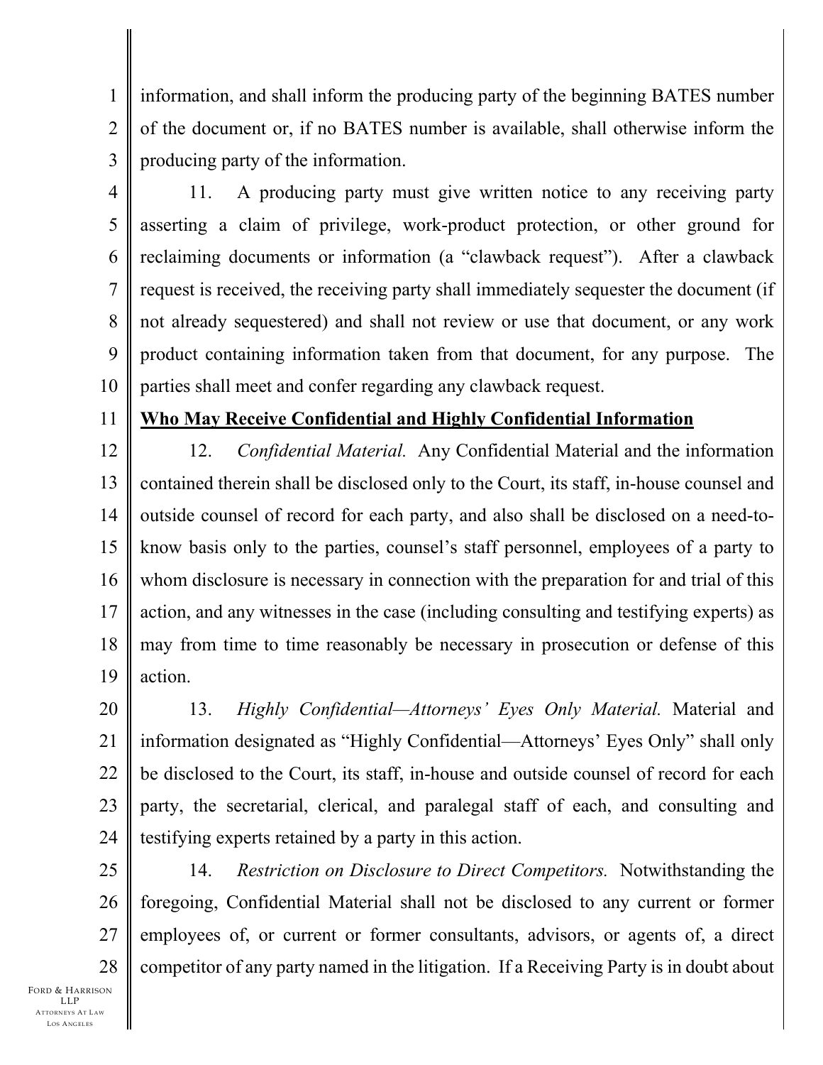information, and shall inform the producing party of the beginning BATES number of the document or, if no BATES number is available, shall otherwise inform the producing party of the information.

11. A producing party must give written notice to any receiving party asserting a claim of privilege, work-product protection, or other ground for reclaiming documents or information (a "clawback request"). After a clawback request is received, the receiving party shall immediately sequester the document (if not already sequestered) and shall not review or use that document, or any work product containing information taken from that document, for any purpose. The parties shall meet and confer regarding any clawback request.

**Who May Receive Confidential and Highly Confidential Information**

12. *Confidential Material.* Any Confidential Material and the information contained therein shall be disclosed only to the Court, its staff, in-house counsel and outside counsel of record for each party, and also shall be disclosed on a need-to-know basis only to the parties, counsel's staff personnel, employees of a party to whom disclosure is necessary in connection with the preparation for and trial of this action, and any witnesses in the case (including consulting and testifying experts) as may from time to time reasonably be necessary in prosecution or defense of this action.

13. *Highly Confidential—Attorneys' Eyes Only Material.* Material and information designated as "Highly Confidential—Attorneys' Eyes Only" shall only be disclosed to the Court, its staff, in-house and outside counsel of record for each party, the secretarial, clerical, and paralegal staff of each, and consulting and testifying experts retained by a party in this action.

14. *Restriction on Disclosure to Direct Competitors.* Notwithstanding the foregoing, Confidential Material shall not be disclosed to any current or former employees of, or current or former consultants, advisors, or agents of, a direct competitor of any party named in the litigation. If a Receiving Party is in doubt about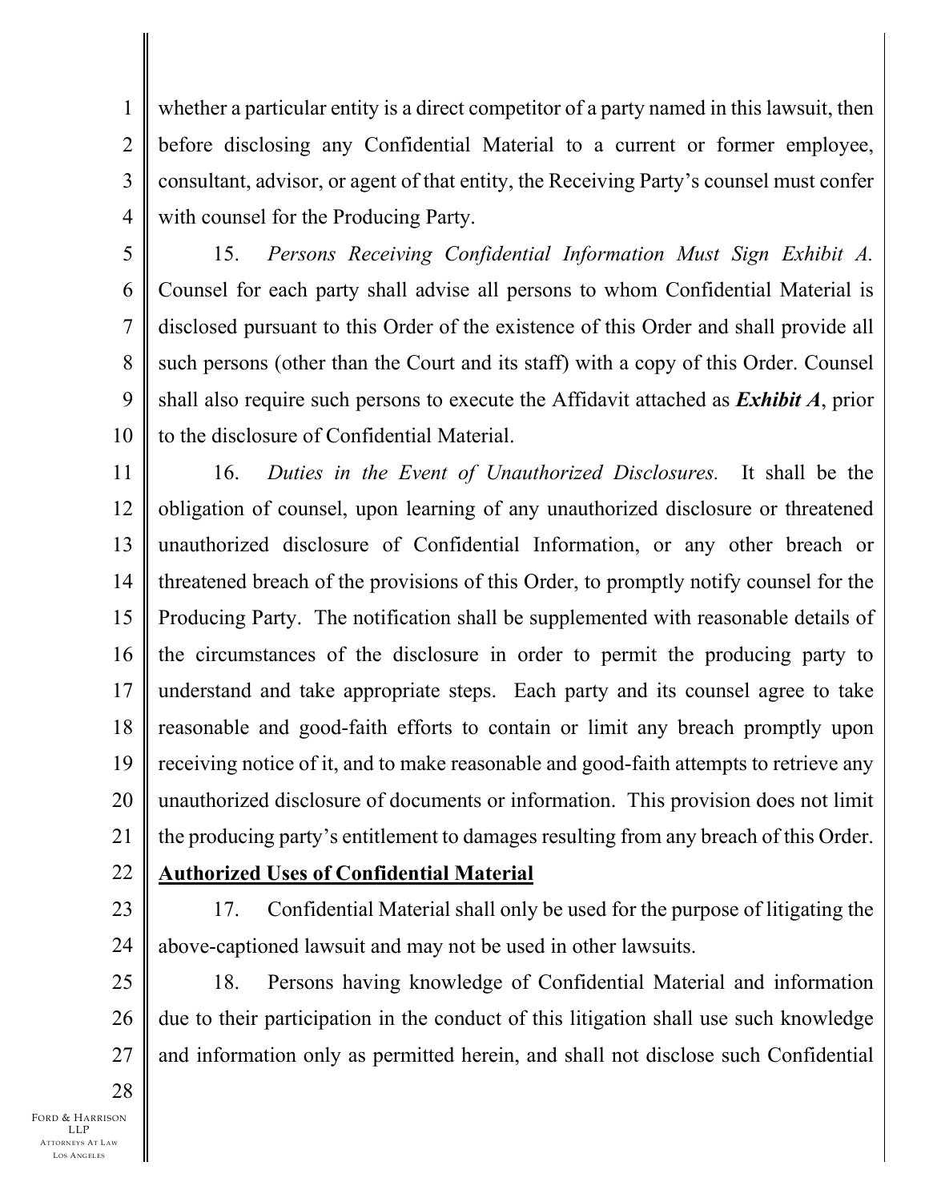whether a particular entity is a direct competitor of a party named in this lawsuit, then before disclosing any Confidential Material to a current or former employee, consultant, advisor, or agent of that entity, the Receiving Party's counsel must confer with counsel for the Producing Party.

15. *Persons Receiving Confidential Information Must Sign Exhibit A.* Counsel for each party shall advise all persons to whom Confidential Material is disclosed pursuant to this Order of the existence of this Order and shall provide all such persons (other than the Court and its staff) with a copy of this Order. Counsel shall also require such persons to execute the Affidavit attached as ***Exhibit A***, prior to the disclosure of Confidential Material.

16. *Duties in the Event of Unauthorized Disclosures.* It shall be the obligation of counsel, upon learning of any unauthorized disclosure or threatened unauthorized disclosure of Confidential Information, or any other breach or threatened breach of the provisions of this Order, to promptly notify counsel for the Producing Party. The notification shall be supplemented with reasonable details of the circumstances of the disclosure in order to permit the producing party to understand and take appropriate steps. Each party and its counsel agree to take reasonable and good-faith efforts to contain or limit any breach promptly upon receiving notice of it, and to make reasonable and good-faith attempts to retrieve any unauthorized disclosure of documents or information. This provision does not limit the producing party's entitlement to damages resulting from any breach of this Order.

**Authorized Uses of Confidential Material**

17. Confidential Material shall only be used for the purpose of litigating the above-captioned lawsuit and may not be used in other lawsuits.

18. Persons having knowledge of Confidential Material and information due to their participation in the conduct of this litigation shall use such knowledge and information only as permitted herein, and shall not disclose such Confidential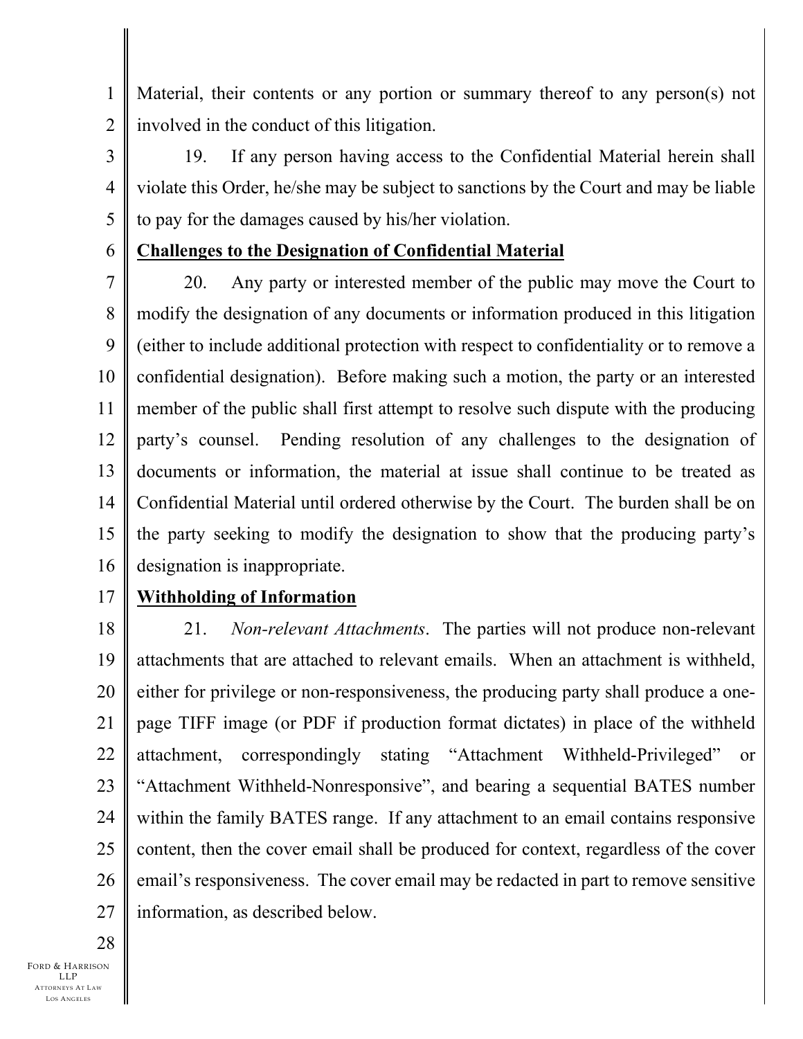Material, their contents or any portion or summary thereof to any person(s) not involved in the conduct of this litigation.

19. If any person having access to the Confidential Material herein shall violate this Order, he/she may be subject to sanctions by the Court and may be liable to pay for the damages caused by his/her violation.

**Challenges to the Designation of Confidential Material**

20. Any party or interested member of the public may move the Court to modify the designation of any documents or information produced in this litigation (either to include additional protection with respect to confidentiality or to remove a confidential designation). Before making such a motion, the party or an interested member of the public shall first attempt to resolve such dispute with the producing party's counsel. Pending resolution of any challenges to the designation of documents or information, the material at issue shall continue to be treated as Confidential Material until ordered otherwise by the Court. The burden shall be on the party seeking to modify the designation to show that the producing party's designation is inappropriate.

**Withholding of Information**

21. *Non-relevant Attachments*. The parties will not produce non-relevant attachments that are attached to relevant emails. When an attachment is withheld, either for privilege or non-responsiveness, the producing party shall produce a one-page TIFF image (or PDF if production format dictates) in place of the withheld attachment, correspondingly stating "Attachment Withheld-Privileged" or "Attachment Withheld-Nonresponsive", and bearing a sequential BATES number within the family BATES range. If any attachment to an email contains responsive content, then the cover email shall be produced for context, regardless of the cover email's responsiveness. The cover email may be redacted in part to remove sensitive information, as described below.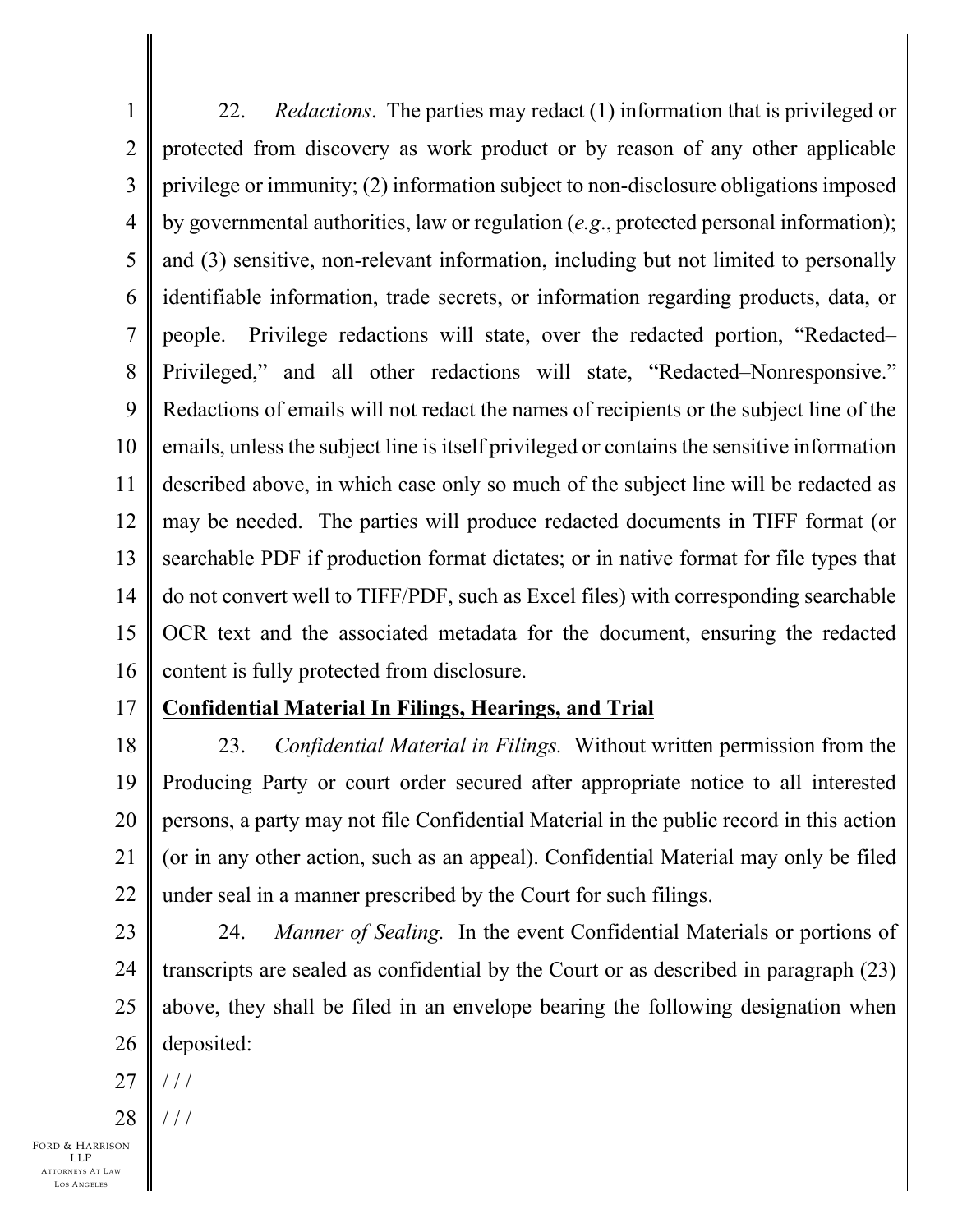22. *Redactions*. The parties may redact (1) information that is privileged or protected from discovery as work product or by reason of any other applicable privilege or immunity; (2) information subject to non-disclosure obligations imposed by governmental authorities, law or regulation (*e.g*., protected personal information); and (3) sensitive, non-relevant information, including but not limited to personally identifiable information, trade secrets, or information regarding products, data, or people. Privilege redactions will state, over the redacted portion, "Redacted–Privileged," and all other redactions will state, "Redacted–Nonresponsive." Redactions of emails will not redact the names of recipients or the subject line of the emails, unless the subject line is itself privileged or contains the sensitive information described above, in which case only so much of the subject line will be redacted as may be needed. The parties will produce redacted documents in TIFF format (or searchable PDF if production format dictates; or in native format for file types that do not convert well to TIFF/PDF, such as Excel files) with corresponding searchable OCR text and the associated metadata for the document, ensuring the redacted content is fully protected from disclosure.

**Confidential Material In Filings, Hearings, and Trial**

23. *Confidential Material in Filings.* Without written permission from the Producing Party or court order secured after appropriate notice to all interested persons, a party may not file Confidential Material in the public record in this action (or in any other action, such as an appeal). Confidential Material may only be filed under seal in a manner prescribed by the Court for such filings.

24. *Manner of Sealing.* In the event Confidential Materials or portions of transcripts are sealed as confidential by the Court or as described in paragraph (23) above, they shall be filed in an envelope bearing the following designation when deposited:

/ / /

/ / /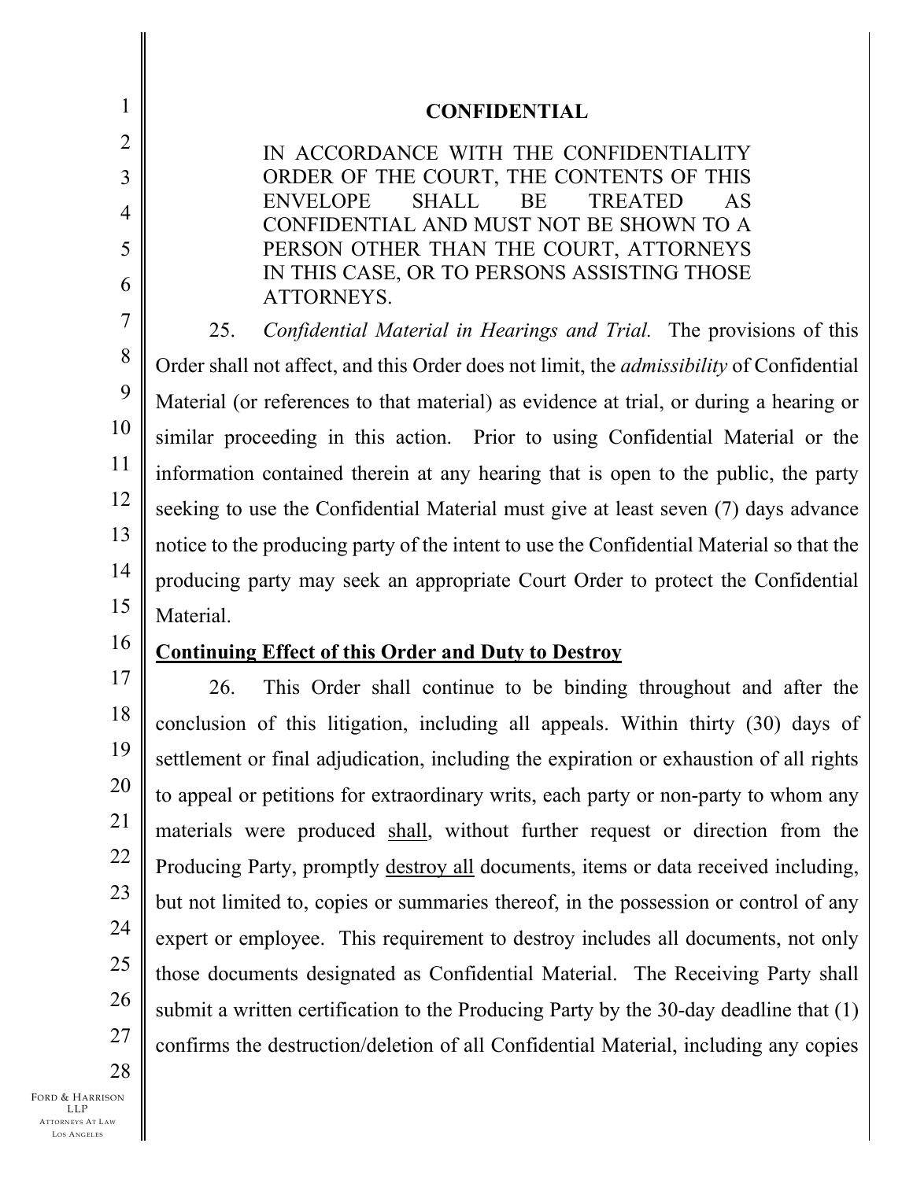**CONFIDENTIAL**

IN ACCORDANCE WITH THE CONFIDENTIALITY ORDER OF THE COURT, THE CONTENTS OF THIS ENVELOPE SHALL BE TREATED AS CONFIDENTIAL AND MUST NOT BE SHOWN TO A PERSON OTHER THAN THE COURT, ATTORNEYS IN THIS CASE, OR TO PERSONS ASSISTING THOSE ATTORNEYS.

25. *Confidential Material in Hearings and Trial.* The provisions of this Order shall not affect, and this Order does not limit, the *admissibility* of Confidential Material (or references to that material) as evidence at trial, or during a hearing or similar proceeding in this action. Prior to using Confidential Material or the information contained therein at any hearing that is open to the public, the party seeking to use the Confidential Material must give at least seven (7) days advance notice to the producing party of the intent to use the Confidential Material so that the producing party may seek an appropriate Court Order to protect the Confidential Material.

**Continuing Effect of this Order and Duty to Destroy**

26. This Order shall continue to be binding throughout and after the conclusion of this litigation, including all appeals. Within thirty (30) days of settlement or final adjudication, including the expiration or exhaustion of all rights to appeal or petitions for extraordinary writs, each party or non-party to whom any materials were produced shall, without further request or direction from the Producing Party, promptly destroy all documents, items or data received including, but not limited to, copies or summaries thereof, in the possession or control of any expert or employee. This requirement to destroy includes all documents, not only those documents designated as Confidential Material. The Receiving Party shall submit a written certification to the Producing Party by the 30-day deadline that (1) confirms the destruction/deletion of all Confidential Material, including any copies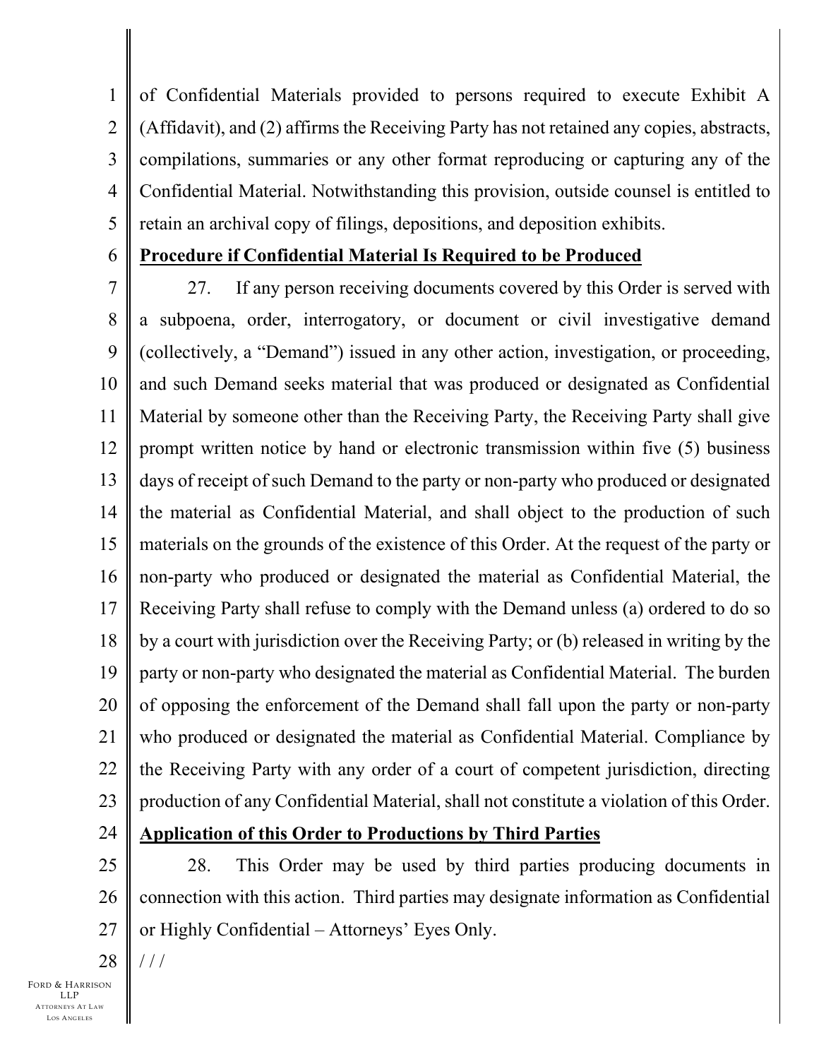of Confidential Materials provided to persons required to execute Exhibit A (Affidavit), and (2) affirms the Receiving Party has not retained any copies, abstracts, compilations, summaries or any other format reproducing or capturing any of the Confidential Material. Notwithstanding this provision, outside counsel is entitled to retain an archival copy of filings, depositions, and deposition exhibits.

**Procedure if Confidential Material Is Required to be Produced**

27. If any person receiving documents covered by this Order is served with a subpoena, order, interrogatory, or document or civil investigative demand (collectively, a "Demand") issued in any other action, investigation, or proceeding, and such Demand seeks material that was produced or designated as Confidential Material by someone other than the Receiving Party, the Receiving Party shall give prompt written notice by hand or electronic transmission within five (5) business days of receipt of such Demand to the party or non-party who produced or designated the material as Confidential Material, and shall object to the production of such materials on the grounds of the existence of this Order. At the request of the party or non-party who produced or designated the material as Confidential Material, the Receiving Party shall refuse to comply with the Demand unless (a) ordered to do so by a court with jurisdiction over the Receiving Party; or (b) released in writing by the party or non-party who designated the material as Confidential Material. The burden of opposing the enforcement of the Demand shall fall upon the party or non-party who produced or designated the material as Confidential Material. Compliance by the Receiving Party with any order of a court of competent jurisdiction, directing production of any Confidential Material, shall not constitute a violation of this Order.

**Application of this Order to Productions by Third Parties**

28. This Order may be used by third parties producing documents in connection with this action. Third parties may designate information as Confidential or Highly Confidential – Attorneys' Eyes Only.

/ / /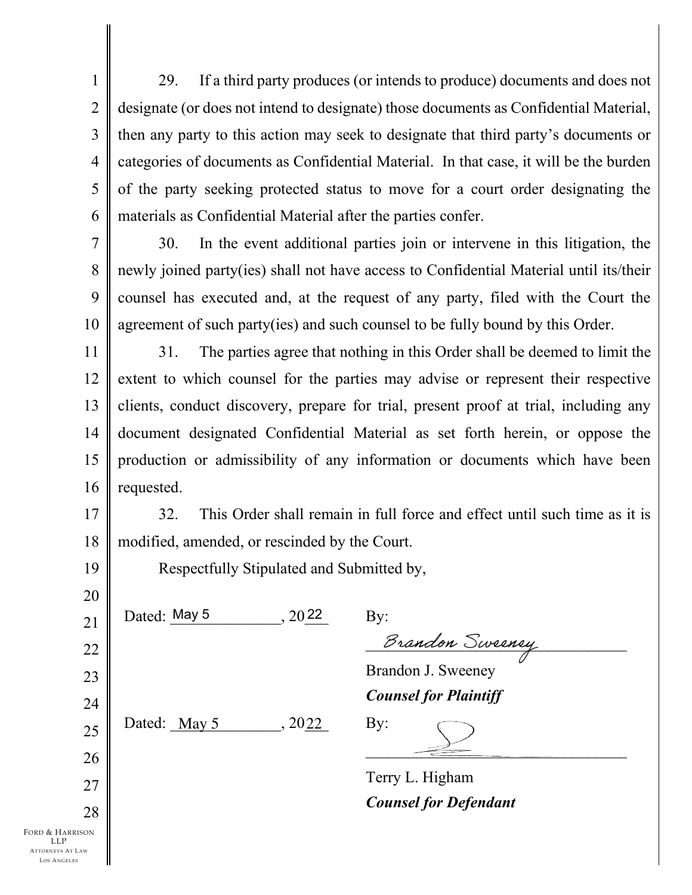29. If a third party produces (or intends to produce) documents and does not designate (or does not intend to designate) those documents as Confidential Material, then any party to this action may seek to designate that third party's documents or categories of documents as Confidential Material. In that case, it will be the burden of the party seeking protected status to move for a court order designating the materials as Confidential Material after the parties confer.

30. In the event additional parties join or intervene in this litigation, the newly joined party(ies) shall not have access to Confidential Material until its/their counsel has executed and, at the request of any party, filed with the Court the agreement of such party(ies) and such counsel to be fully bound by this Order.

31. The parties agree that nothing in this Order shall be deemed to limit the extent to which counsel for the parties may advise or represent their respective clients, conduct discovery, prepare for trial, present proof at trial, including any document designated Confidential Material as set forth herein, or oppose the production or admissibility of any information or documents which have been requested.

32. This Order shall remain in full force and effect until such time as it is modified, amended, or rescinded by the Court.

Respectfully Stipulated and Submitted by,

Dated: May 5, 2022

By: *Brandon Sweeney*

Brandon J. Sweeney
***Counsel for Plaintiff***

Dated: May 5, 2022

By: [signature]

Terry L. Higham
***Counsel for Defendant***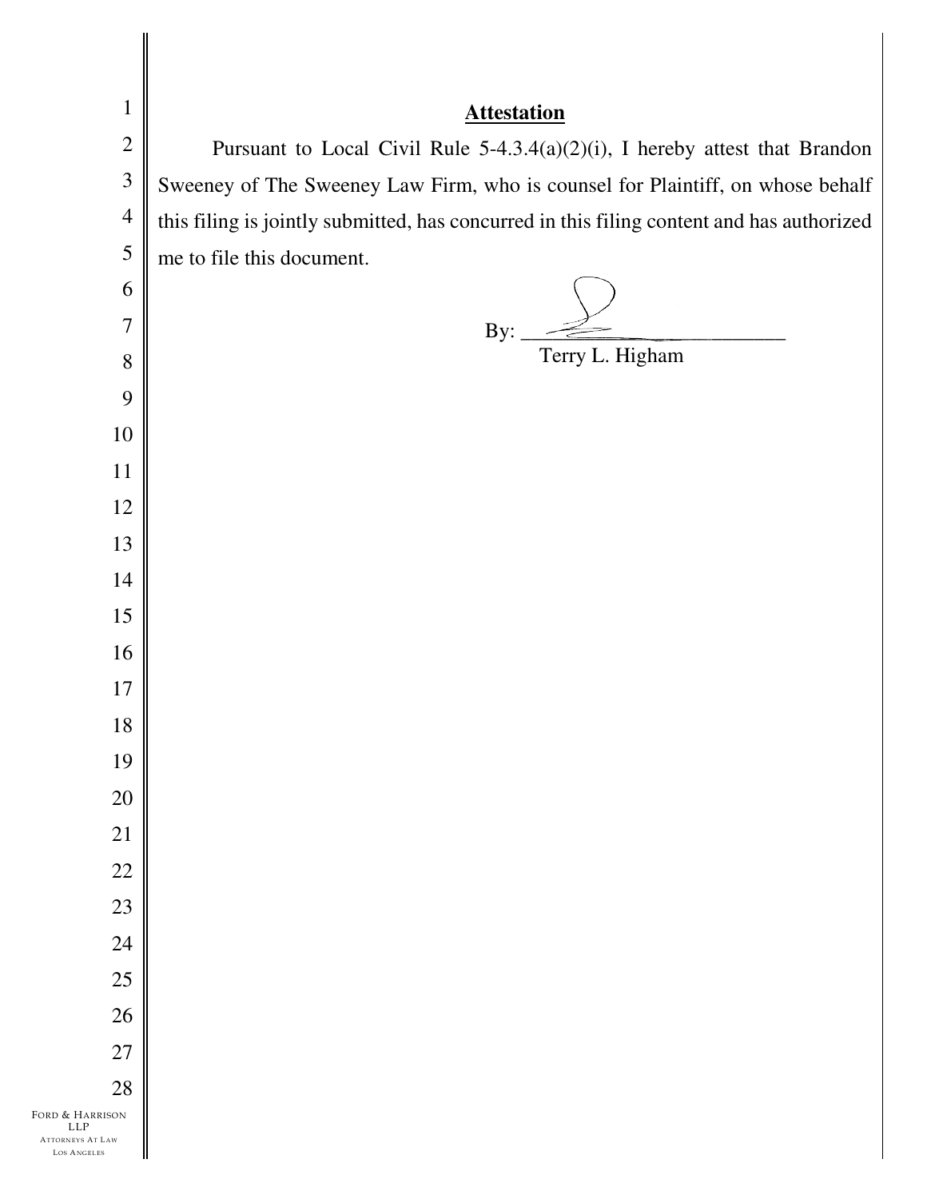## Attestation

Pursuant to Local Civil Rule 5-4.3.4(a)(2)(i), I hereby attest that Brandon Sweeney of The Sweeney Law Firm, who is counsel for Plaintiff, on whose behalf this filing is jointly submitted, has concurred in this filing content and has authorized me to file this document.

By: ______________________

Terry L. Higham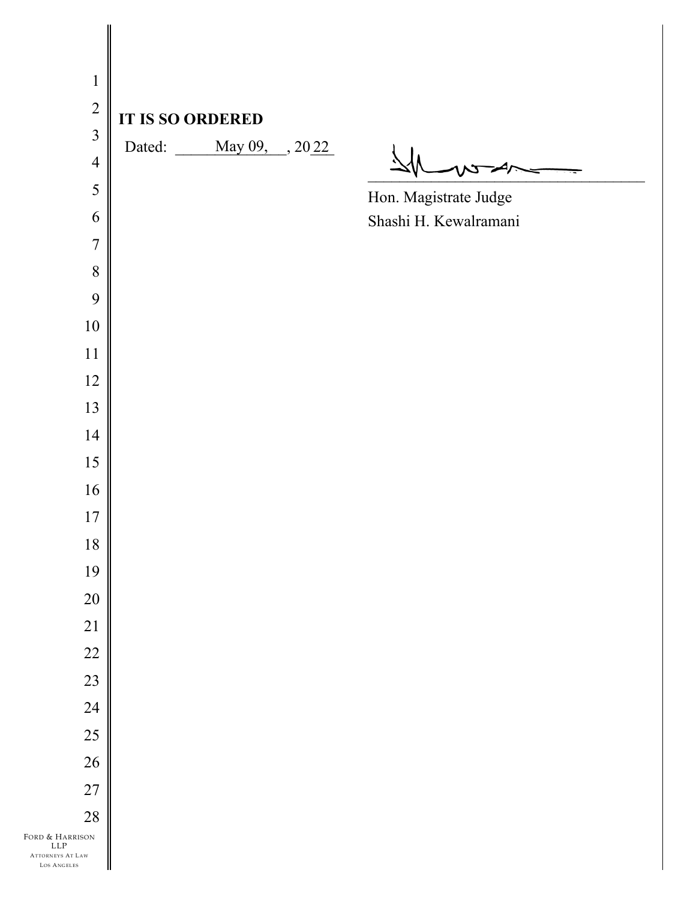**IT IS SO ORDERED**

Dated: May 09, , 2022

Hon. Magistrate Judge
Shashi H. Kewalramani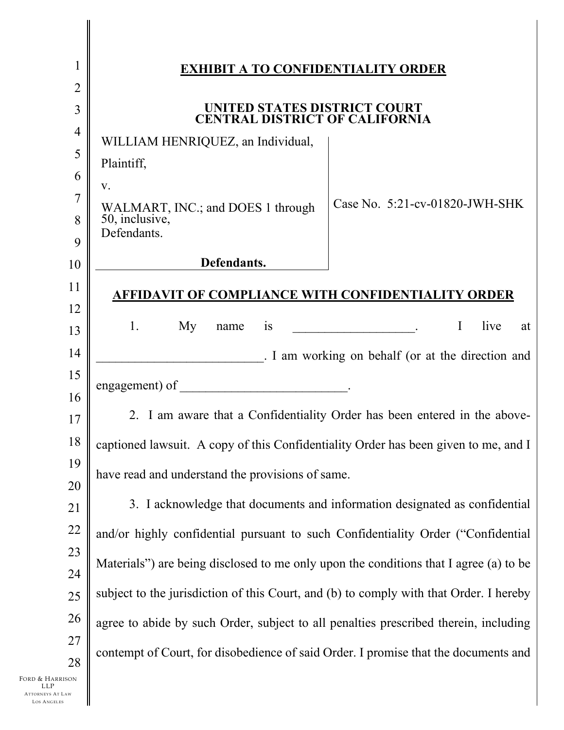**EXHIBIT A TO CONFIDENTIALITY ORDER**

**UNITED STATES DISTRICT COURT**
**CENTRAL DISTRICT OF CALIFORNIA**

| | |
|---|---|
| WILLIAM HENRIQUEZ, an Individual,<br>Plaintiff,<br>v.<br>WALMART, INC.; and DOES 1 through 50, inclusive,<br>Defendants.<br>**Defendants.** | Case No. 5:21-cv-01820-JWH-SHK |

**AFFIDAVIT OF COMPLIANCE WITH CONFIDENTIALITY ORDER**

1. My name is ___________________. I live at __________________________. I am working on behalf (or at the direction and engagement) of __________________________.

2. I am aware that a Confidentiality Order has been entered in the above-captioned lawsuit. A copy of this Confidentiality Order has been given to me, and I have read and understand the provisions of same.

3. I acknowledge that documents and information designated as confidential and/or highly confidential pursuant to such Confidentiality Order ("Confidential Materials") are being disclosed to me only upon the conditions that I agree (a) to be subject to the jurisdiction of this Court, and (b) to comply with that Order. I hereby agree to abide by such Order, subject to all penalties prescribed therein, including contempt of Court, for disobedience of said Order. I promise that the documents and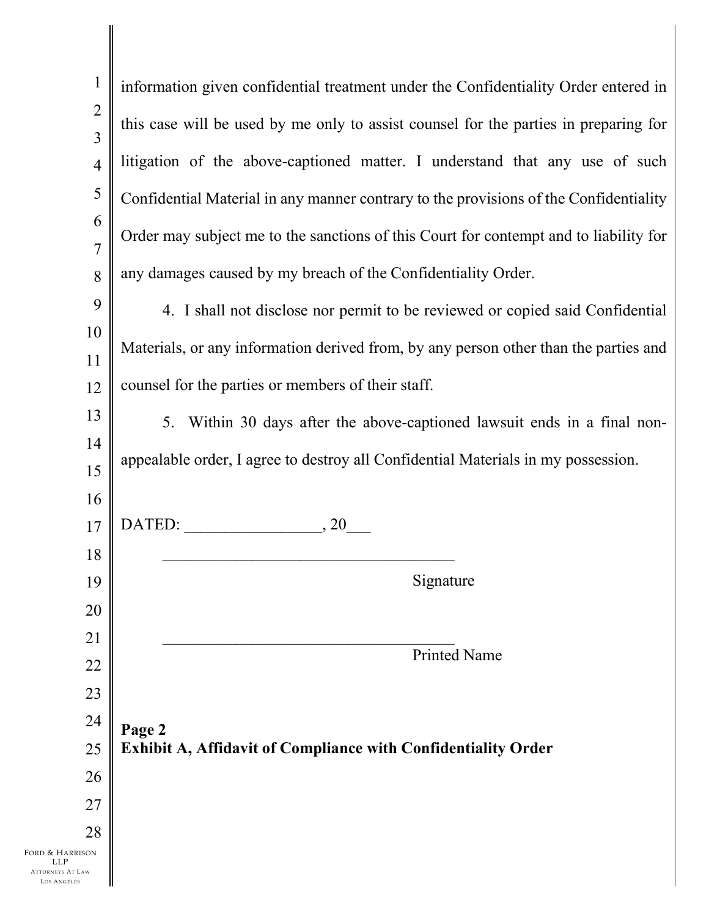information given confidential treatment under the Confidentiality Order entered in this case will be used by me only to assist counsel for the parties in preparing for litigation of the above-captioned matter. I understand that any use of such Confidential Material in any manner contrary to the provisions of the Confidentiality Order may subject me to the sanctions of this Court for contempt and to liability for any damages caused by my breach of the Confidentiality Order.

4. I shall not disclose nor permit to be reviewed or copied said Confidential Materials, or any information derived from, by any person other than the parties and counsel for the parties or members of their staff.

5. Within 30 days after the above-captioned lawsuit ends in a final non-appealable order, I agree to destroy all Confidential Materials in my possession.

DATED: _________________, 20___

_____________________________________
Signature

_____________________________________
Printed Name

**Page 2**
**Exhibit A, Affidavit of Compliance with Confidentiality Order**